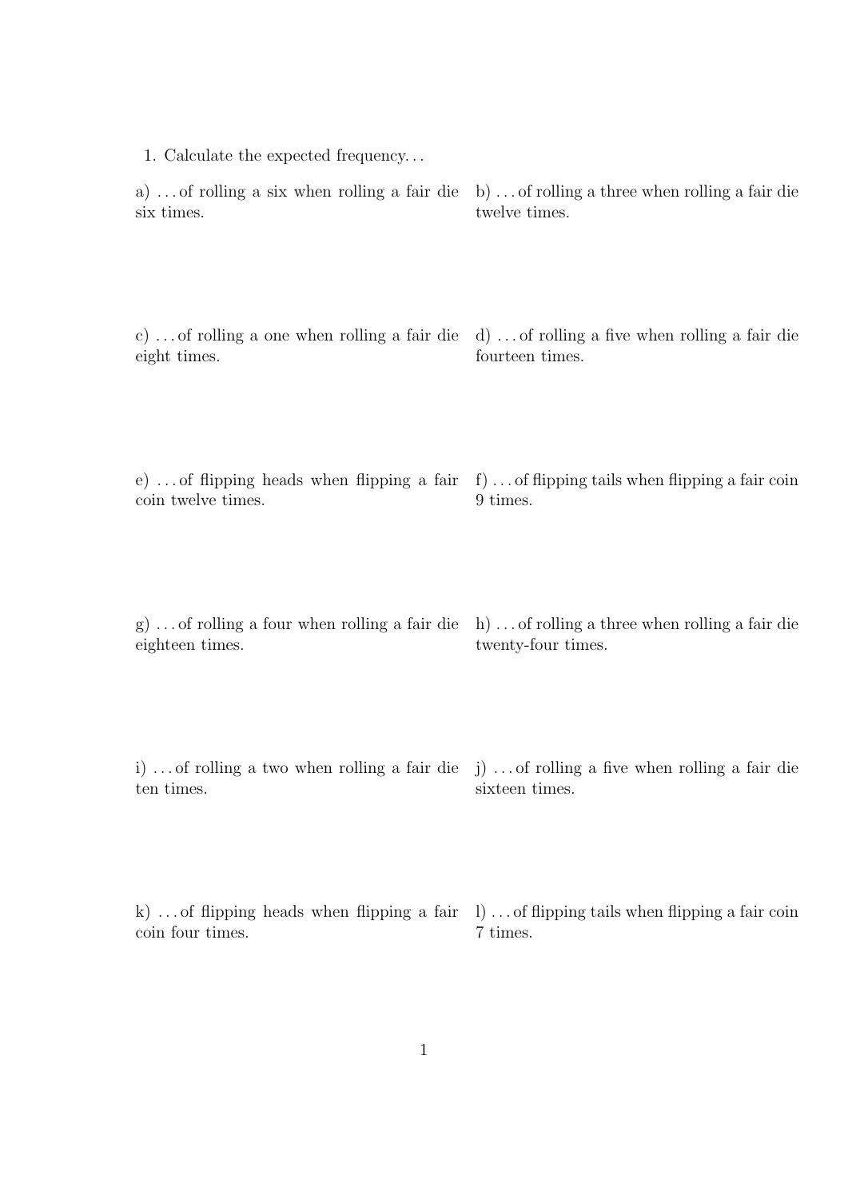1. Calculate the expected frequency…

a) … of rolling a six when rolling a fair die six times.

b) … of rolling a three when rolling a fair die twelve times.

c) … of rolling a one when rolling a fair die eight times.

d) … of rolling a five when rolling a fair die fourteen times.

e) … of flipping heads when flipping a fair coin twelve times.

f) … of flipping tails when flipping a fair coin 9 times.

g) … of rolling a four when rolling a fair die eighteen times.

h) … of rolling a three when rolling a fair die twenty-four times.

i) … of rolling a two when rolling a fair die ten times.

j) … of rolling a five when rolling a fair die sixteen times.

k) … of flipping heads when flipping a fair coin four times.

l) … of flipping tails when flipping a fair coin 7 times.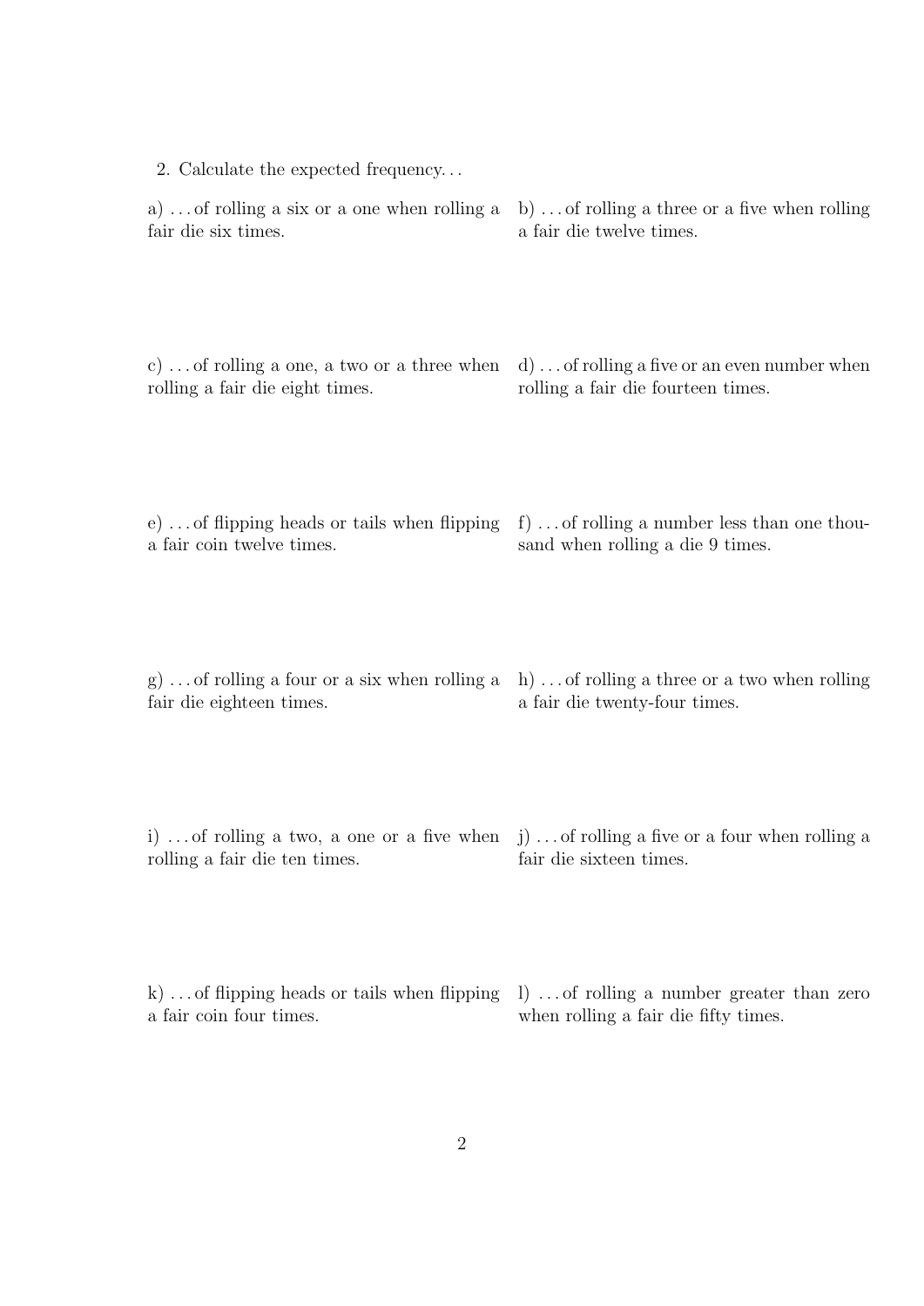2. Calculate the expected frequency…

a) …of rolling a six or a one when rolling a fair die six times.

b) …of rolling a three or a five when rolling a fair die twelve times.

c) …of rolling a one, a two or a three when rolling a fair die eight times.

d) …of rolling a five or an even number when rolling a fair die fourteen times.

e) …of flipping heads or tails when flipping a fair coin twelve times.

f) …of rolling a number less than one thousand when rolling a die 9 times.

g) …of rolling a four or a six when rolling a fair die eighteen times.

h) …of rolling a three or a two when rolling a fair die twenty-four times.

i) …of rolling a two, a one or a five when rolling a fair die ten times.

j) …of rolling a five or a four when rolling a fair die sixteen times.

k) …of flipping heads or tails when flipping a fair coin four times.

l) …of rolling a number greater than zero when rolling a fair die fifty times.